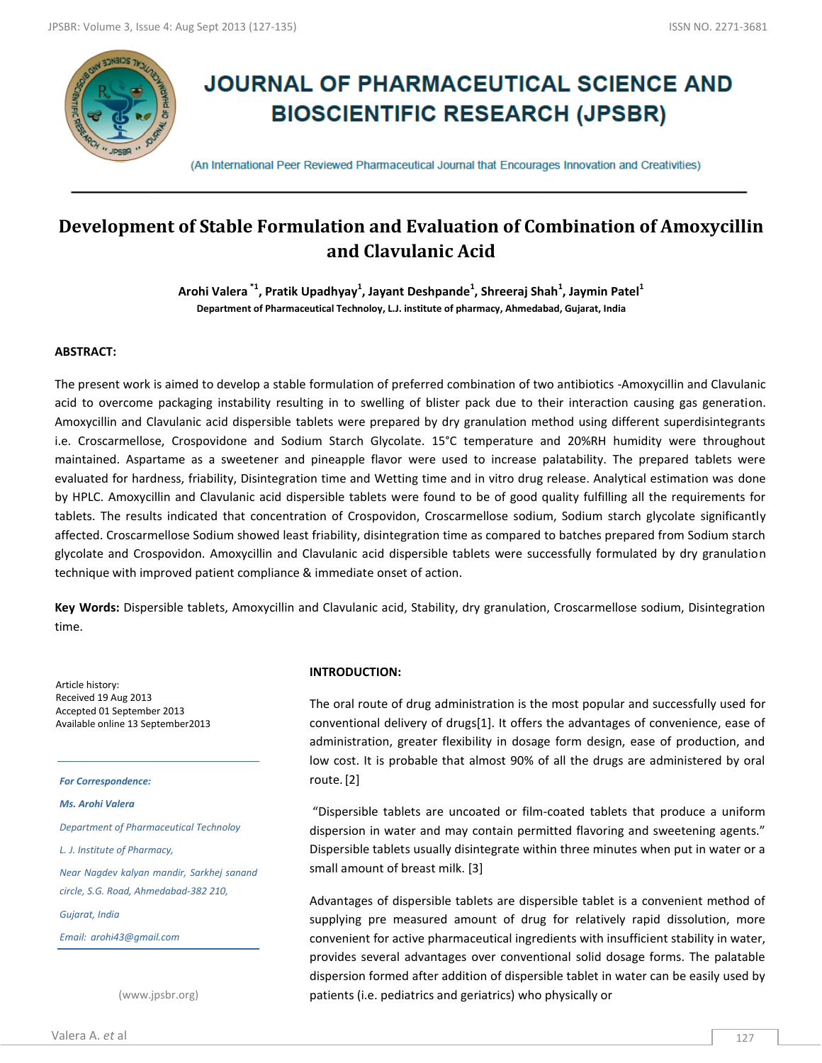# JOURNAL OF PHARMACEUTICAL SCIENCE AND BIOSCIENTIFIC RESEARCH (JPSBR)

(An International Peer Reviewed Pharmaceutical Journal that Encourages Innovation and Creativities)

## Development of Stable Formulation and Evaluation of Combination of Amoxycillin and Clavulanic Acid

**Arohi Valera [*1], Pratik Upadhyay[1], Jayant Deshpande[1], Shreeraj Shah[1], Jaymin Patel[1]**

**Department of Pharmaceutical Technoloy, L.J. institute of pharmacy, Ahmedabad, Gujarat, India**

### ABSTRACT:

The present work is aimed to develop a stable formulation of preferred combination of two antibiotics -Amoxycillin and Clavulanic acid to overcome packaging instability resulting in to swelling of blister pack due to their interaction causing gas generation. Amoxycillin and Clavulanic acid dispersible tablets were prepared by dry granulation method using different superdisintegrants i.e. Croscarmellose, Crospovidone and Sodium Starch Glycolate. 15°C temperature and 20%RH humidity were throughout maintained. Aspartame as a sweetener and pineapple flavor were used to increase palatability. The prepared tablets were evaluated for hardness, friability, Disintegration time and Wetting time and in vitro drug release. Analytical estimation was done by HPLC. Amoxycillin and Clavulanic acid dispersible tablets were found to be of good quality fulfilling all the requirements for tablets. The results indicated that concentration of Crospovidon, Croscarmellose sodium, Sodium starch glycolate significantly affected. Croscarmellose Sodium showed least friability, disintegration time as compared to batches prepared from Sodium starch glycolate and Crospovidon. Amoxycillin and Clavulanic acid dispersible tablets were successfully formulated by dry granulation technique with improved patient compliance & immediate onset of action.

**Key Words:** Dispersible tablets, Amoxycillin and Clavulanic acid, Stability, dry granulation, Croscarmellose sodium, Disintegration time.

Article history:
Received 19 Aug 2013
Accepted 01 September 2013
Available online 13 September2013

*For Correspondence:*

*Ms. Arohi Valera*

*Department of Pharmaceutical Technoloy*

*L. J. Institute of Pharmacy,*

*Near Nagdev kalyan mandir, Sarkhej sanand circle, S.G. Road, Ahmedabad-382 210,*

*Gujarat, India*

*Email: arohi43@gmail.com*

(www.jpsbr.org)

### INTRODUCTION:

The oral route of drug administration is the most popular and successfully used for conventional delivery of drugs[1]. It offers the advantages of convenience, ease of administration, greater flexibility in dosage form design, ease of production, and low cost. It is probable that almost 90% of all the drugs are administered by oral route. [2]

"Dispersible tablets are uncoated or film-coated tablets that produce a uniform dispersion in water and may contain permitted flavoring and sweetening agents." Dispersible tablets usually disintegrate within three minutes when put in water or a small amount of breast milk. [3]

Advantages of dispersible tablets are dispersible tablet is a convenient method of supplying pre measured amount of drug for relatively rapid dissolution, more convenient for active pharmaceutical ingredients with insufficient stability in water, provides several advantages over conventional solid dosage forms. The palatable dispersion formed after addition of dispersible tablet in water can be easily used by patients (i.e. pediatrics and geriatrics) who physically or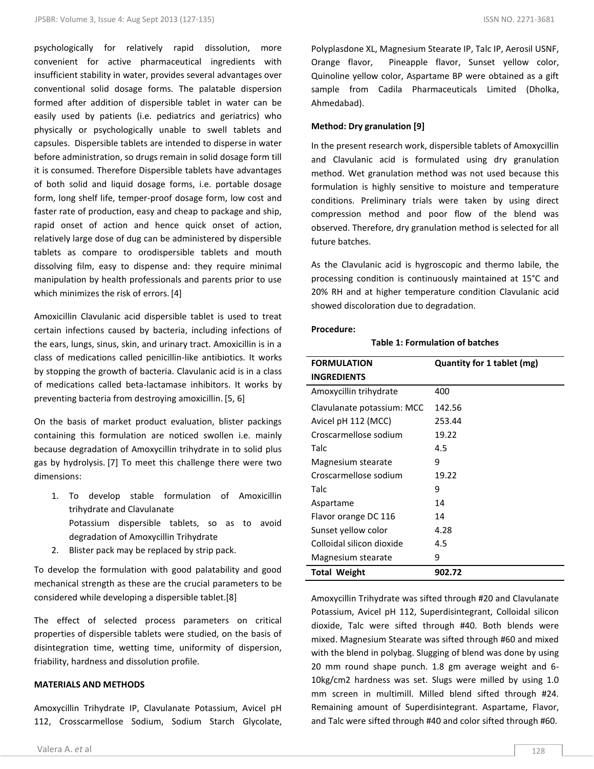psychologically for relatively rapid dissolution, more convenient for active pharmaceutical ingredients with insufficient stability in water, provides several advantages over conventional solid dosage forms. The palatable dispersion formed after addition of dispersible tablet in water can be easily used by patients (i.e. pediatrics and geriatrics) who physically or psychologically unable to swell tablets and capsules. Dispersible tablets are intended to disperse in water before administration, so drugs remain in solid dosage form till it is consumed. Therefore Dispersible tablets have advantages of both solid and liquid dosage forms, i.e. portable dosage form, long shelf life, temper-proof dosage form, low cost and faster rate of production, easy and cheap to package and ship, rapid onset of action and hence quick onset of action, relatively large dose of dug can be administered by dispersible tablets as compare to orodispersible tablets and mouth dissolving film, easy to dispense and: they require minimal manipulation by health professionals and parents prior to use which minimizes the risk of errors. [4]

Amoxicillin Clavulanic acid dispersible tablet is used to treat certain infections caused by bacteria, including infections of the ears, lungs, sinus, skin, and urinary tract. Amoxicillin is in a class of medications called penicillin-like antibiotics. It works by stopping the growth of bacteria. Clavulanic acid is in a class of medications called beta-lactamase inhibitors. It works by preventing bacteria from destroying amoxicillin. [5, 6]

On the basis of market product evaluation, blister packings containing this formulation are noticed swollen i.e. mainly because degradation of Amoxycillin trihydrate in to solid plus gas by hydrolysis. [7] To meet this challenge there were two dimensions:

1. To develop stable formulation of Amoxicillin trihydrate and Clavulanate Potassium dispersible tablets, so as to avoid degradation of Amoxycillin Trihydrate
2. Blister pack may be replaced by strip pack.

To develop the formulation with good palatability and good mechanical strength as these are the crucial parameters to be considered while developing a dispersible tablet.[8]

The effect of selected process parameters on critical properties of dispersible tablets were studied, on the basis of disintegration time, wetting time, uniformity of dispersion, friability, hardness and dissolution profile.

## MATERIALS AND METHODS

Amoxycillin Trihydrate IP, Clavulanate Potassium, Avicel pH 112, Crosscarmellose Sodium, Sodium Starch Glycolate, Polyplasdone XL, Magnesium Stearate IP, Talc IP, Aerosil USNF, Orange flavor, Pineapple flavor, Sunset yellow color, Quinoline yellow color, Aspartame BP were obtained as a gift sample from Cadila Pharmaceuticals Limited (Dholka, Ahmedabad).

**Method: Dry granulation [9]**

In the present research work, dispersible tablets of Amoxycillin and Clavulanic acid is formulated using dry granulation method. Wet granulation method was not used because this formulation is highly sensitive to moisture and temperature conditions. Preliminary trials were taken by using direct compression method and poor flow of the blend was observed. Therefore, dry granulation method is selected for all future batches.

As the Clavulanic acid is hygroscopic and thermo labile, the processing condition is continuously maintained at 15°C and 20% RH and at higher temperature condition Clavulanic acid showed discoloration due to degradation.

**Procedure:**

**Table 1: Formulation of batches**

| FORMULATION INGREDIENTS | Quantity for 1 tablet (mg) |
|---|---|
| Amoxycillin trihydrate | 400 |
| Clavulanate potassium: MCC | 142.56 |
| Avicel pH 112 (MCC) | 253.44 |
| Croscarmellose sodium | 19.22 |
| Talc | 4.5 |
| Magnesium stearate | 9 |
| Croscarmellose sodium | 19.22 |
| Talc | 9 |
| Aspartame | 14 |
| Flavor orange DC 116 | 14 |
| Sunset yellow color | 4.28 |
| Colloidal silicon dioxide | 4.5 |
| Magnesium stearate | 9 |
| **Total Weight** | **902.72** |

Amoxycillin Trihydrate was sifted through #20 and Clavulanate Potassium, Avicel pH 112, Superdisintegrant, Colloidal silicon dioxide, Talc were sifted through #40. Both blends were mixed. Magnesium Stearate was sifted through #60 and mixed with the blend in polybag. Slugging of blend was done by using 20 mm round shape punch. 1.8 gm average weight and 6-10kg/cm2 hardness was set. Slugs were milled by using 1.0 mm screen in multimill. Milled blend sifted through #24. Remaining amount of Superdisintegrant. Aspartame, Flavor, and Talc were sifted through #40 and color sifted through #60.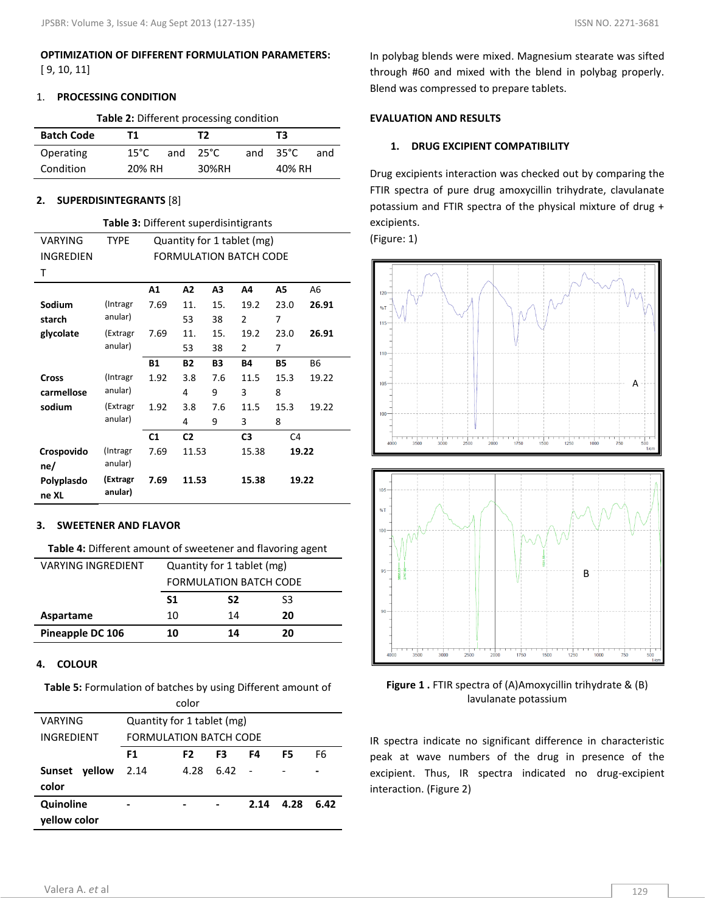**OPTIMIZATION OF DIFFERENT FORMULATION PARAMETERS:** [ 9, 10, 11]

1. **PROCESSING CONDITION**

**Table 2:** Different processing condition

| Batch Code | T1 | T2 | T3 |
|---|---|---|---|
| Operating Condition | 15°C and 20% RH | 25°C and 30%RH | 35°C and 40% RH |

2. **SUPERDISINTEGRANTS** [8]

**Table 3:** Different superdisintigrants

| VARYING INGREDIENT | TYPE | Quantity for 1 tablet (mg) FORMULATION BATCH CODE | | | | | |
|---|---|---|---|---|---|---|---|
| | | **A1** | **A2** | **A3** | **A4** | **A5** | A6 |
| **Sodium starch glycolate** | (Intragranular) | 7.69 | 11.53 | 15.38 | 19.22 | 23.07 | **26.91** |
| | (Extragranular) | 7.69 | 11.53 | 15.38 | 19.22 | 23.07 | **26.91** |
| | | **B1** | **B2** | **B3** | **B4** | **B5** | B6 |
| **Cross carmellose sodium** | (Intragranular) | 1.92 | 3.84 | 7.69 | 11.53 | 15.38 | 19.22 |
| | (Extragranular) | 1.92 | 3.84 | 7.69 | 11.53 | 15.38 | 19.22 |
| | | **C1** | **C2** | | **C3** | C4 | |
| **Crospovidone/ Polyplasdone XL** | (Intragranular) | 7.69 | 11.53 | | 15.38 | **19.22** | |
| | **(Extragranular)** | **7.69** | **11.53** | | **15.38** | **19.22** | |

3. **SWEETENER AND FLAVOR**

**Table 4:** Different amount of sweetener and flavoring agent

| VARYING INGREDIENT | Quantity for 1 tablet (mg) FORMULATION BATCH CODE | | |
|---|---|---|---|
| | **S1** | **S2** | S3 |
| **Aspartame** | 10 | 14 | **20** |
| **Pineapple DC 106** | **10** | **14** | **20** |

4. **COLOUR**

**Table 5:** Formulation of batches by using Different amount of color

| VARYING INGREDIENT | Quantity for 1 tablet (mg) FORMULATION BATCH CODE | | | | | |
|---|---|---|---|---|---|---|
| | **F1** | **F2** | **F3** | **F4** | **F5** | F6 |
| **Sunset yellow color** | 2.14 | 4.28 | 6.42 | - | - | - |
| **Quinoline yellow color** | - | - | - | **2.14** | **4.28** | **6.42** |

In polybag blends were mixed. Magnesium stearate was sifted through #60 and mixed with the blend in polybag properly. Blend was compressed to prepare tablets.

**EVALUATION AND RESULTS**

1. **DRUG EXCIPIENT COMPATIBILITY**

Drug excipients interaction was checked out by comparing the FTIR spectra of pure drug amoxycillin trihydrate, clavulanate potassium and FTIR spectra of the physical mixture of drug + excipients.
(Figure: 1)

**Figure 1 .** FTIR spectra of (A)Amoxycillin trihydrate & (B) lavulanate potassium

IR spectra indicate no significant difference in characteristic peak at wave numbers of the drug in presence of the excipient. Thus, IR spectra indicated no drug-excipient interaction. (Figure 2)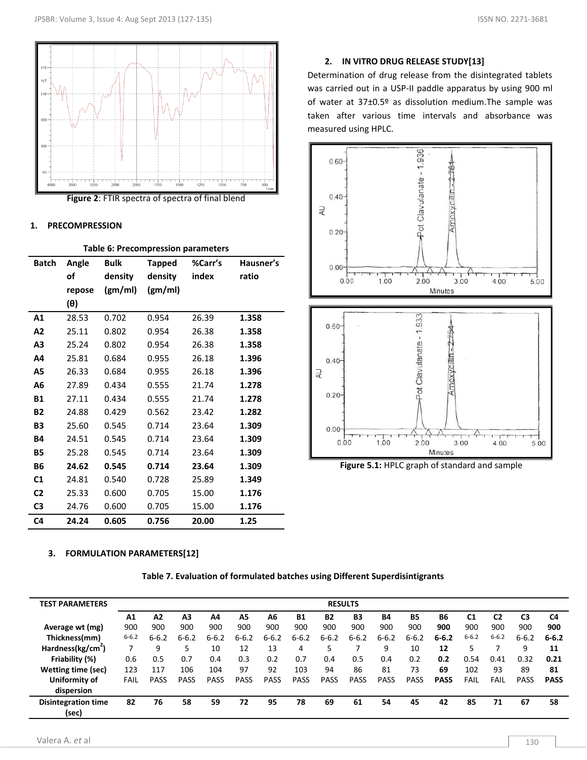Figure 2: FTIR spectra of spectra of final blend

## 1. PRECOMPRESSION

**Table 6: Precompression parameters**

| Batch | Angle of repose (θ) | Bulk density (gm/ml) | Tapped density (gm/ml) | %Carr's index | Hausner's ratio |
|---|---|---|---|---|---|
| **A1** | 28.53 | 0.702 | 0.954 | 26.39 | **1.358** |
| **A2** | 25.11 | 0.802 | 0.954 | 26.38 | **1.358** |
| **A3** | 25.24 | 0.802 | 0.954 | 26.38 | **1.358** |
| **A4** | 25.81 | 0.684 | 0.955 | 26.18 | **1.396** |
| **A5** | 26.33 | 0.684 | 0.955 | 26.18 | **1.396** |
| **A6** | 27.89 | 0.434 | 0.555 | 21.74 | **1.278** |
| **B1** | 27.11 | 0.434 | 0.555 | 21.74 | **1.278** |
| **B2** | 24.88 | 0.429 | 0.562 | 23.42 | **1.282** |
| **B3** | 25.60 | 0.545 | 0.714 | 23.64 | **1.309** |
| **B4** | 24.51 | 0.545 | 0.714 | 23.64 | **1.309** |
| **B5** | 25.28 | 0.545 | 0.714 | 23.64 | **1.309** |
| **B6** | **24.62** | **0.545** | **0.714** | **23.64** | **1.309** |
| **C1** | 24.81 | 0.540 | 0.728 | 25.89 | **1.349** |
| **C2** | 25.33 | 0.600 | 0.705 | 15.00 | **1.176** |
| **C3** | 24.76 | 0.600 | 0.705 | 15.00 | **1.176** |
| **C4** | **24.24** | **0.605** | **0.756** | **20.00** | **1.25** |

## 2. IN VITRO DRUG RELEASE STUDY[13]

Determination of drug release from the disintegrated tablets was carried out in a USP-II paddle apparatus by using 900 ml of water at 37±0.5º as dissolution medium.The sample was taken after various time intervals and absorbance was measured using HPLC.

Figure 5.1: HPLC graph of standard and sample

## 3. FORMULATION PARAMETERS[12]

**Table 7. Evaluation of formulated batches using Different Superdisintigrants**

| TEST PARAMETERS | RESULTS | | | | | | | | | | | | | | | |
|---|---|---|---|---|---|---|---|---|---|---|---|---|---|---|---|---|
| | A1 | A2 | A3 | A4 | A5 | A6 | B1 | B2 | B3 | B4 | B5 | B6 | C1 | C2 | C3 | C4 |
| Average wt (mg) | 900 | 900 | 900 | 900 | 900 | 900 | 900 | 900 | 900 | 900 | 900 | **900** | 900 | 900 | 900 | **900** |
| Thickness(mm) | 6-6.2 | 6-6.2 | 6-6.2 | 6-6.2 | 6-6.2 | 6-6.2 | 6-6.2 | 6-6.2 | 6-6.2 | 6-6.2 | 6-6.2 | **6-6.2** | 6-6.2 | 6-6.2 | 6-6.2 | **6-6.2** |
| Hardness($kg/cm^2$) | 7 | 9 | 5 | 10 | 12 | 13 | 4 | 5 | 7 | 9 | 10 | **12** | 5 | 7 | 9 | **11** |
| Friability (%) | 0.6 | 0.5 | 0.7 | 0.4 | 0.3 | 0.2 | 0.7 | 0.4 | 0.5 | 0.4 | 0.2 | **0.2** | 0.54 | 0.41 | 0.32 | **0.21** |
| Wetting time (sec) | 123 | 117 | 106 | 104 | 97 | 92 | 103 | 94 | 86 | 81 | 73 | **69** | 102 | 93 | 89 | **81** |
| Uniformity of dispersion | FAIL | PASS | PASS | PASS | PASS | PASS | PASS | PASS | PASS | PASS | PASS | **PASS** | FAIL | FAIL | PASS | **PASS** |
| Disintegration time (sec) | **82** | **76** | **58** | **59** | **72** | **95** | **78** | **69** | **61** | **54** | **45** | **42** | **85** | **71** | **67** | **58** |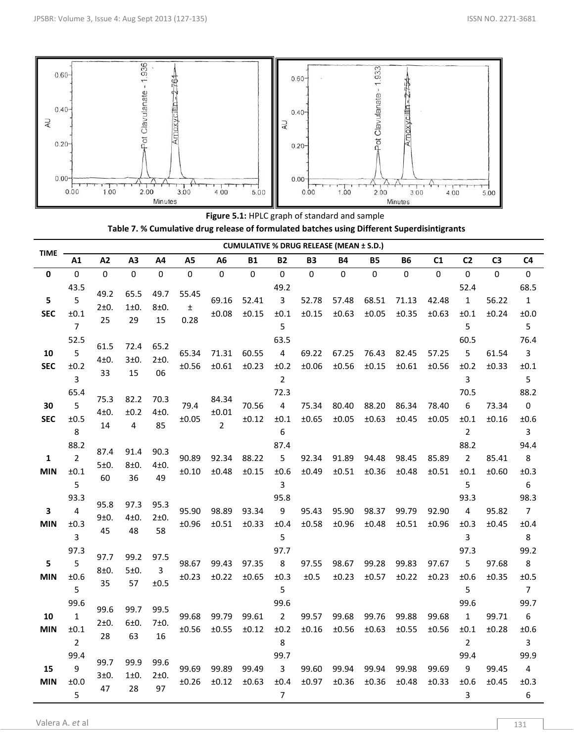**Figure 5.1:** HPLC graph of standard and sample

**Table 7. % Cumulative drug release of formulated batches using Different Superdisintigrants**

| TIME | CUMULATIVE % DRUG RELEASE (MEAN ± S.D.) | | | | | | | | | | | | | | | |
|---|---|---|---|---|---|---|---|---|---|---|---|---|---|---|---|---|
| | A1 | A2 | A3 | A4 | A5 | A6 | B1 | B2 | B3 | B4 | B5 | B6 | C1 | C2 | C3 | C4 |
| **0** | 0 | 0 | 0 | 0 | 0 | 0 | 0 | 0 | 0 | 0 | 0 | 0 | 0 | 0 | 0 | 0 |
| **5 SEC** | 43.55 ±0.17 | 49.22±0.25 | 65.51±0.29 | 49.78±0.15 | 55.45 ± 0.28 | 69.16 ±0.08 | 52.41 ±0.15 | 49.23 ±0.15 | 52.78 ±0.15 | 57.48 ±0.63 | 68.51 ±0.05 | 71.13 ±0.35 | 42.48 ±0.63 | 52.41 ±0.15 | 56.22 ±0.24 | 68.51 ±0.05 |
| **10 SEC** | 52.55 ±0.23 | 61.54±0.33 | 72.43±0.15 | 65.22±0.06 | 65.34 ±0.56 | 71.31 ±0.61 | 60.55 ±0.23 | 63.54 ±0.22 | 69.22 ±0.06 | 67.25 ±0.56 | 76.43 ±0.15 | 82.45 ±0.61 | 57.25 ±0.56 | 60.55 ±0.23 | 61.54 ±0.33 | 76.43 ±0.15 |
| **30 SEC** | 65.45 ±0.58 | 75.34±0.14 | 82.2 ±0.24 | 70.34±0.85 | 79.4 ±0.05 | 84.34 ±0.012 | 70.56 ±0.12 | 72.34 ±0.16 | 75.34 ±0.65 | 80.40 ±0.05 | 88.20 ±0.63 | 86.34 ±0.45 | 78.40 ±0.05 | 70.56 ±0.12 | 73.34 ±0.16 | 88.20 ±0.63 |
| **1 MIN** | 88.22 ±0.15 | 87.45±0.60 | 91.48±0.36 | 90.34±0.49 | 90.89 ±0.10 | 92.34 ±0.48 | 88.22 ±0.15 | 87.45 ±0.63 | 92.34 ±0.49 | 91.89 ±0.51 | 94.48 ±0.36 | 98.45 ±0.48 | 85.89 ±0.51 | 88.22 ±0.15 | 85.41 ±0.60 | 94.48 ±0.36 |
| **3 MIN** | 93.34 ±0.33 | 95.89±0.45 | 97.34±0.48 | 95.32±0.58 | 95.90 ±0.96 | 98.89 ±0.51 | 93.34 ±0.33 | 95.89 ±0.45 | 95.43 ±0.58 | 95.90 ±0.96 | 98.37 ±0.48 | 99.79 ±0.51 | 92.90 ±0.96 | 93.34 ±0.33 | 95.82 ±0.45 | 98.37 ±0.48 |
| **5 MIN** | 97.35 ±0.65 | 97.78±0.35 | 99.25±0.57 | 97.53 ±0.5 | 98.67 ±0.23 | 99.43 ±0.22 | 97.35 ±0.65 | 97.78 ±0.35 | 97.55 ±0.5 | 98.67 ±0.23 | 99.28 ±0.57 | 99.83 ±0.22 | 97.67 ±0.23 | 97.35 ±0.65 | 97.68 ±0.35 | 99.28 ±0.57 |
| **10 MIN** | 99.61 ±0.12 | 99.62±0.28 | 99.76±0.63 | 99.57±0.16 | 99.68 ±0.56 | 99.79 ±0.55 | 99.61 ±0.12 | 99.62 ±0.28 | 99.57 ±0.16 | 99.68 ±0.56 | 99.76 ±0.63 | 99.88 ±0.55 | 99.68 ±0.56 | 99.61 ±0.12 | 99.71 ±0.28 | 99.76 ±0.63 |
| **15 MIN** | 99.49 ±0.05 | 99.73±0.47 | 99.91±0.28 | 99.62±0.97 | 99.69 ±0.26 | 99.89 ±0.12 | 99.49 ±0.63 | 99.73 ±0.47 | 99.60 ±0.97 | 99.94 ±0.36 | 99.94 ±0.36 | 99.98 ±0.48 | 99.69 ±0.33 | 99.49 ±0.63 | 99.45 ±0.45 | 99.94 ±0.36 |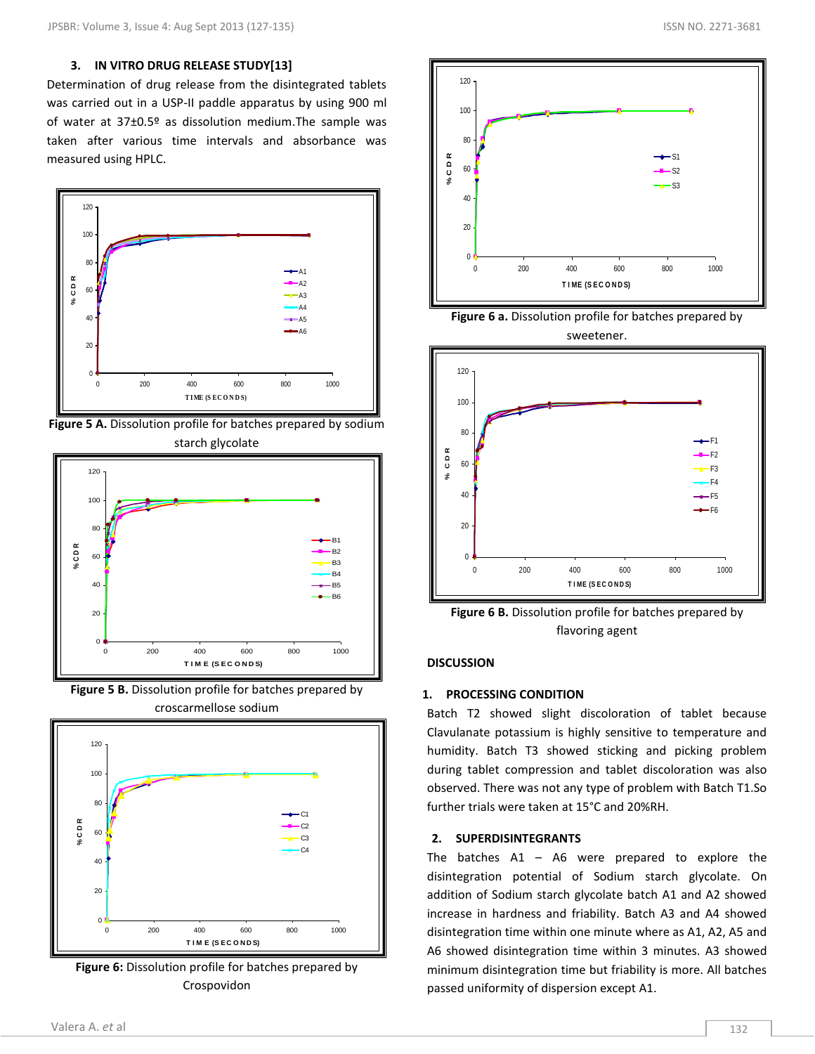### 3. IN VITRO DRUG RELEASE STUDY[13]

Determination of drug release from the disintegrated tablets was carried out in a USP-II paddle apparatus by using 900 ml of water at 37±0.5º as dissolution medium.The sample was taken after various time intervals and absorbance was measured using HPLC.

**Figure 5 A.** Dissolution profile for batches prepared by sodium starch glycolate

**Figure 5 B.** Dissolution profile for batches prepared by croscarmellose sodium

**Figure 6:** Dissolution profile for batches prepared by Crospovidon

**Figure 6 a.** Dissolution profile for batches prepared by sweetener.

**Figure 6 B.** Dissolution profile for batches prepared by flavoring agent

## DISCUSSION

### 1. PROCESSING CONDITION

Batch T2 showed slight discoloration of tablet because Clavulanate potassium is highly sensitive to temperature and humidity. Batch T3 showed sticking and picking problem during tablet compression and tablet discoloration was also observed. There was not any type of problem with Batch T1.So further trials were taken at 15°C and 20%RH.

### 2. SUPERDISINTEGRANTS

The batches A1 – A6 were prepared to explore the disintegration potential of Sodium starch glycolate. On addition of Sodium starch glycolate batch A1 and A2 showed increase in hardness and friability. Batch A3 and A4 showed disintegration time within one minute where as A1, A2, A5 and A6 showed disintegration time within 3 minutes. A3 showed minimum disintegration time but friability is more. All batches passed uniformity of dispersion except A1.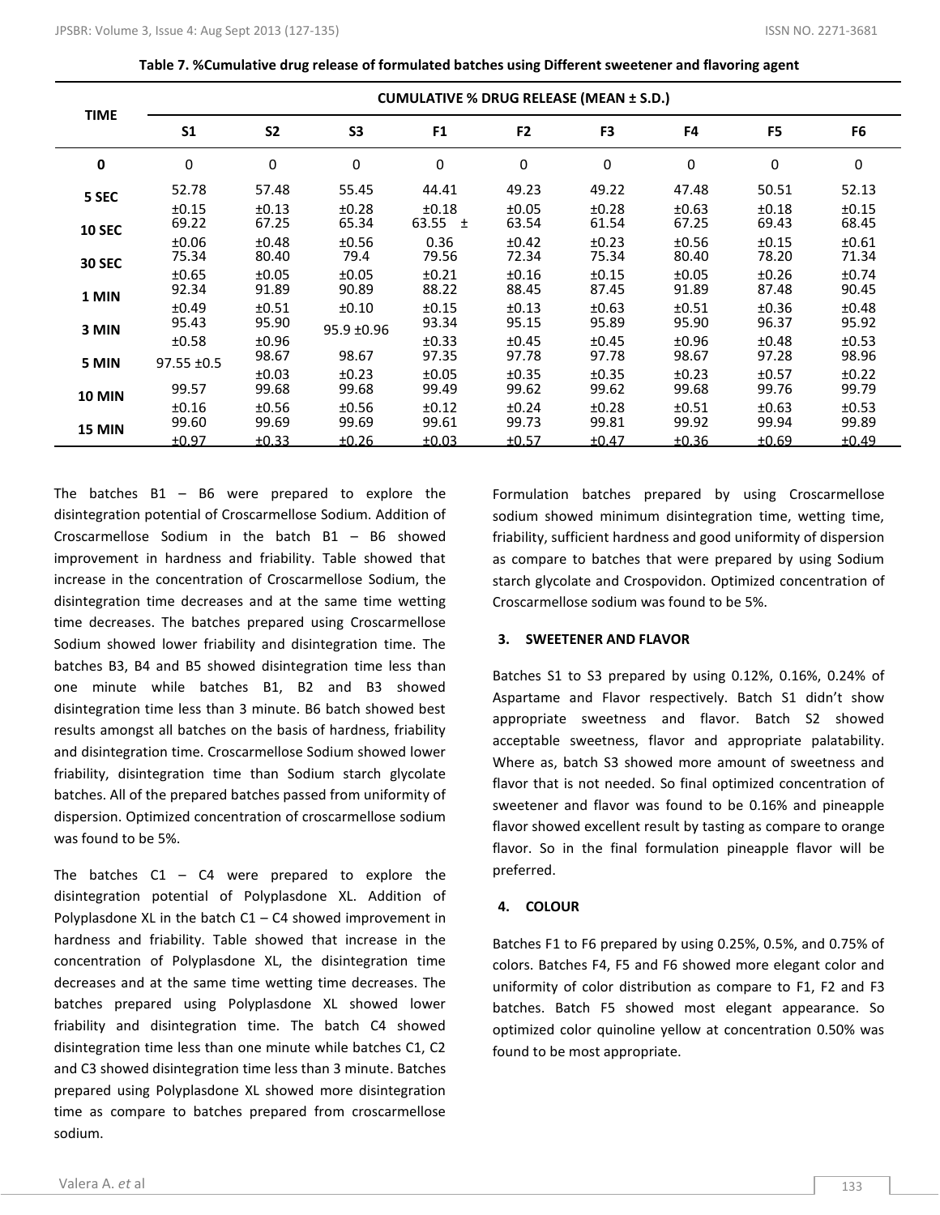**Table 7. %Cumulative drug release of formulated batches using Different sweetener and flavoring agent**

| TIME | CUMULATIVE % DRUG RELEASE (MEAN ± S.D.) | | | | | | | | |
|---|---|---|---|---|---|---|---|---|---|
| | S1 | S2 | S3 | F1 | F2 | F3 | F4 | F5 | F6 |
| 0 | 0 | 0 | 0 | 0 | 0 | 0 | 0 | 0 | 0 |
| 5 SEC | 52.78 ±0.15 | 57.48 ±0.13 | 55.45 ±0.28 | 44.41 ±0.18 | 49.23 ±0.05 | 49.22 ±0.28 | 47.48 ±0.63 | 50.51 ±0.18 | 52.13 ±0.15 |
| 10 SEC | 69.22 ±0.06 | 67.25 ±0.48 | 65.34 ±0.56 | 63.55 ± 0.36 | 63.54 ±0.42 | 61.54 ±0.23 | 67.25 ±0.56 | 69.43 ±0.15 | 68.45 ±0.61 |
| 30 SEC | 75.34 ±0.65 | 80.40 ±0.05 | 79.4 ±0.05 | 79.56 ±0.21 | 72.34 ±0.16 | 75.34 ±0.15 | 80.40 ±0.05 | 78.20 ±0.26 | 71.34 ±0.74 |
| 1 MIN | 92.34 ±0.49 | 91.89 ±0.51 | 90.89 ±0.10 | 88.22 ±0.15 | 88.45 ±0.13 | 87.45 ±0.63 | 91.89 ±0.51 | 87.48 ±0.36 | 90.45 ±0.48 |
| 3 MIN | 95.43 ±0.58 | 95.90 ±0.96 | 95.9 ±0.96 | 93.34 ±0.33 | 95.15 ±0.45 | 95.89 ±0.45 | 95.90 ±0.96 | 96.37 ±0.48 | 95.92 ±0.53 |
| 5 MIN | 97.55 ±0.5 | 98.67 ±0.03 | 98.67 ±0.23 | 97.35 ±0.05 | 97.78 ±0.35 | 97.78 ±0.35 | 98.67 ±0.23 | 97.28 ±0.57 | 98.96 ±0.22 |
| 10 MIN | 99.57 ±0.16 | 99.68 ±0.56 | 99.68 ±0.56 | 99.49 ±0.12 | 99.62 ±0.24 | 99.62 ±0.28 | 99.68 ±0.51 | 99.76 ±0.63 | 99.79 ±0.53 |
| 15 MIN | 99.60 ±0.97 | 99.69 ±0.33 | 99.69 ±0.26 | 99.61 ±0.03 | 99.73 ±0.57 | 99.81 ±0.47 | 99.92 ±0.36 | 99.94 ±0.69 | 99.89 ±0.49 |

The batches B1 – B6 were prepared to explore the disintegration potential of Croscarmellose Sodium. Addition of Croscarmellose Sodium in the batch B1 – B6 showed improvement in hardness and friability. Table showed that increase in the concentration of Croscarmellose Sodium, the disintegration time decreases and at the same time wetting time decreases. The batches prepared using Croscarmellose Sodium showed lower friability and disintegration time. The batches B3, B4 and B5 showed disintegration time less than one minute while batches B1, B2 and B3 showed disintegration time less than 3 minute. B6 batch showed best results amongst all batches on the basis of hardness, friability and disintegration time. Croscarmellose Sodium showed lower friability, disintegration time than Sodium starch glycolate batches. All of the prepared batches passed from uniformity of dispersion. Optimized concentration of croscarmellose sodium was found to be 5%.

The batches C1 – C4 were prepared to explore the disintegration potential of Polyplasdone XL. Addition of Polyplasdone XL in the batch C1 – C4 showed improvement in hardness and friability. Table showed that increase in the concentration of Polyplasdone XL, the disintegration time decreases and at the same time wetting time decreases. The batches prepared using Polyplasdone XL showed lower friability and disintegration time. The batch C4 showed disintegration time less than one minute while batches C1, C2 and C3 showed disintegration time less than 3 minute. Batches prepared using Polyplasdone XL showed more disintegration time as compare to batches prepared from croscarmellose sodium.

Formulation batches prepared by using Croscarmellose sodium showed minimum disintegration time, wetting time, friability, sufficient hardness and good uniformity of dispersion as compare to batches that were prepared by using Sodium starch glycolate and Crospovidon. Optimized concentration of Croscarmellose sodium was found to be 5%.

### 3. SWEETENER AND FLAVOR

Batches S1 to S3 prepared by using 0.12%, 0.16%, 0.24% of Aspartame and Flavor respectively. Batch S1 didn't show appropriate sweetness and flavor. Batch S2 showed acceptable sweetness, flavor and appropriate palatability. Where as, batch S3 showed more amount of sweetness and flavor that is not needed. So final optimized concentration of sweetener and flavor was found to be 0.16% and pineapple flavor showed excellent result by tasting as compare to orange flavor. So in the final formulation pineapple flavor will be preferred.

### 4. COLOUR

Batches F1 to F6 prepared by using 0.25%, 0.5%, and 0.75% of colors. Batches F4, F5 and F6 showed more elegant color and uniformity of color distribution as compare to F1, F2 and F3 batches. Batch F5 showed most elegant appearance. So optimized color quinoline yellow at concentration 0.50% was found to be most appropriate.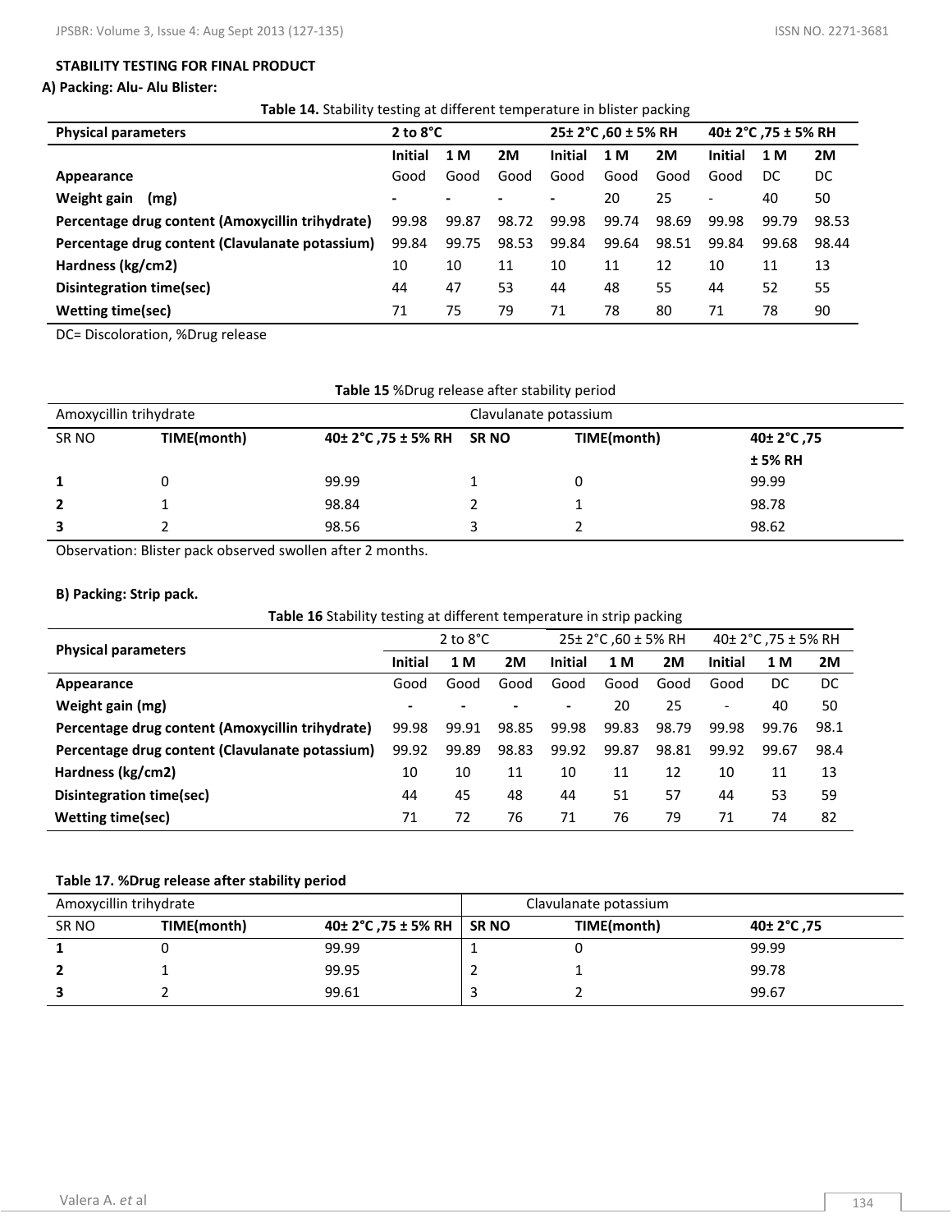**STABILITY TESTING FOR FINAL PRODUCT**

**A) Packing: Alu- Alu Blister:**

**Table 14.** Stability testing at different temperature in blister packing

| Physical parameters | 2 to 8°C | | | 25± 2°C ,60 ± 5% RH | | | 40± 2°C ,75 ± 5% RH | | |
|---|---|---|---|---|---|---|---|---|---|
| | Initial | 1 M | 2M | Initial | 1 M | 2M | Initial | 1 M | 2M |
| Appearance | Good | Good | Good | Good | Good | Good | Good | DC | DC |
| Weight gain (mg) | - | - | - | - | 20 | 25 | - | 40 | 50 |
| Percentage drug content (Amoxycillin trihydrate) | 99.98 | 99.87 | 98.72 | 99.98 | 99.74 | 98.69 | 99.98 | 99.79 | 98.53 |
| Percentage drug content (Clavulanate potassium) | 99.84 | 99.75 | 98.53 | 99.84 | 99.64 | 98.51 | 99.84 | 99.68 | 98.44 |
| Hardness (kg/cm2) | 10 | 10 | 11 | 10 | 11 | 12 | 10 | 11 | 13 |
| Disintegration time(sec) | 44 | 47 | 53 | 44 | 48 | 55 | 44 | 52 | 55 |
| Wetting time(sec) | 71 | 75 | 79 | 71 | 78 | 80 | 71 | 78 | 90 |

DC= Discoloration, %Drug release

**Table 15** %Drug release after stability period

| Amoxycillin trihydrate | | | Clavulanate potassium | | |
|---|---|---|---|---|---|
| SR NO | TIME(month) | 40± 2°C ,75 ± 5% RH | SR NO | TIME(month) | 40± 2°C ,75 ± 5% RH |
| 1 | 0 | 99.99 | 1 | 0 | 99.99 |
| 2 | 1 | 98.84 | 2 | 1 | 98.78 |
| 3 | 2 | 98.56 | 3 | 2 | 98.62 |

Observation: Blister pack observed swollen after 2 months.

**B) Packing: Strip pack.**

**Table 16** Stability testing at different temperature in strip packing

| Physical parameters | 2 to 8°C | | | 25± 2°C ,60 ± 5% RH | | | 40± 2°C ,75 ± 5% RH | | |
|---|---|---|---|---|---|---|---|---|---|
| | Initial | 1 M | 2M | Initial | 1 M | 2M | Initial | 1 M | 2M |
| Appearance | Good | Good | Good | Good | Good | Good | Good | DC | DC |
| Weight gain (mg) | - | - | - | - | 20 | 25 | - | 40 | 50 |
| Percentage drug content (Amoxycillin trihydrate) | 99.98 | 99.91 | 98.85 | 99.98 | 99.83 | 98.79 | 99.98 | 99.76 | 98.1 |
| Percentage drug content (Clavulanate potassium) | 99.92 | 99.89 | 98.83 | 99.92 | 99.87 | 98.81 | 99.92 | 99.67 | 98.4 |
| Hardness (kg/cm2) | 10 | 10 | 11 | 10 | 11 | 12 | 10 | 11 | 13 |
| Disintegration time(sec) | 44 | 45 | 48 | 44 | 51 | 57 | 44 | 53 | 59 |
| Wetting time(sec) | 71 | 72 | 76 | 71 | 76 | 79 | 71 | 74 | 82 |

**Table 17. %Drug release after stability period**

| Amoxycillin trihydrate | | | Clavulanate potassium | | |
|---|---|---|---|---|---|
| SR NO | TIME(month) | 40± 2°C ,75 ± 5% RH | SR NO | TIME(month) | 40± 2°C ,75 |
| 1 | 0 | 99.99 | 1 | 0 | 99.99 |
| 2 | 1 | 99.95 | 2 | 1 | 99.78 |
| 3 | 2 | 99.61 | 3 | 2 | 99.67 |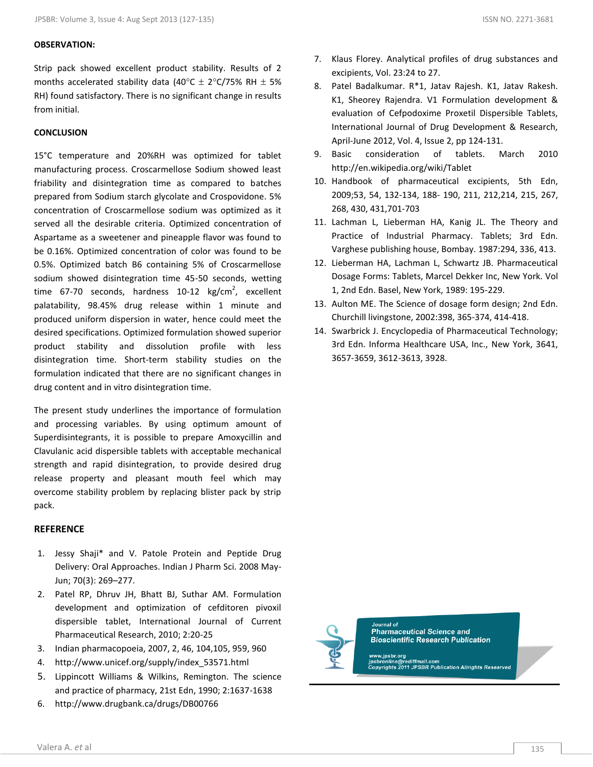## OBSERVATION:

Strip pack showed excellent product stability. Results of 2 months accelerated stability data (40°C ± 2°C/75% RH ± 5% RH) found satisfactory. There is no significant change in results from initial.

## CONCLUSION

15°C temperature and 20%RH was optimized for tablet manufacturing process. Croscarmellose Sodium showed least friability and disintegration time as compared to batches prepared from Sodium starch glycolate and Crospovidone. 5% concentration of Croscarmellose sodium was optimized as it served all the desirable criteria. Optimized concentration of Aspartame as a sweetener and pineapple flavor was found to be 0.16%. Optimized concentration of color was found to be 0.5%. Optimized batch B6 containing 5% of Croscarmellose sodium showed disintegration time 45-50 seconds, wetting time 67-70 seconds, hardness 10-12 kg/cm$^2$, excellent palatability, 98.45% drug release within 1 minute and produced uniform dispersion in water, hence could meet the desired specifications. Optimized formulation showed superior product stability and dissolution profile with less disintegration time. Short-term stability studies on the formulation indicated that there are no significant changes in drug content and in vitro disintegration time.

The present study underlines the importance of formulation and processing variables. By using optimum amount of Superdisintegrants, it is possible to prepare Amoxycillin and Clavulanic acid dispersible tablets with acceptable mechanical strength and rapid disintegration, to provide desired drug release property and pleasant mouth feel which may overcome stability problem by replacing blister pack by strip pack.

## REFERENCE

1. Jessy Shaji* and V. Patole Protein and Peptide Drug Delivery: Oral Approaches. Indian J Pharm Sci. 2008 May-Jun; 70(3): 269–277.
2. Patel RP, Dhruv JH, Bhatt BJ, Suthar AM. Formulation development and optimization of cefditoren pivoxil dispersible tablet, International Journal of Current Pharmaceutical Research, 2010; 2:20-25
3. Indian pharmacopoeia, 2007, 2, 46, 104,105, 959, 960
4. http://www.unicef.org/supply/index_53571.html
5. Lippincott Williams & Wilkins, Remington. The science and practice of pharmacy, 21st Edn, 1990; 2:1637-1638
6. http://www.drugbank.ca/drugs/DB00766
7. Klaus Florey. Analytical profiles of drug substances and excipients, Vol. 23:24 to 27.
8. Patel Badalkumar. R*1, Jatav Rajesh. K1, Jatav Rakesh. K1, Sheorey Rajendra. V1 Formulation development & evaluation of Cefpodoxime Proxetil Dispersible Tablets, International Journal of Drug Development & Research, April-June 2012, Vol. 4, Issue 2, pp 124-131.
9. Basic consideration of tablets. March 2010 http://en.wikipedia.org/wiki/Tablet
10. Handbook of pharmaceutical excipients, 5th Edn, 2009;53, 54, 132-134, 188- 190, 211, 212,214, 215, 267, 268, 430, 431,701-703
11. Lachman L, Lieberman HA, Kanig JL. The Theory and Practice of Industrial Pharmacy. Tablets; 3rd Edn. Varghese publishing house, Bombay. 1987:294, 336, 413.
12. Lieberman HA, Lachman L, Schwartz JB. Pharmaceutical Dosage Forms: Tablets, Marcel Dekker Inc, New York. Vol 1, 2nd Edn. Basel, New York, 1989: 195-229.
13. Aulton ME. The Science of dosage form design; 2nd Edn. Churchill livingstone, 2002:398, 365-374, 414-418.
14. Swarbrick J. Encyclopedia of Pharmaceutical Technology; 3rd Edn. Informa Healthcare USA, Inc., New York, 3641, 3657-3659, 3612-3613, 3928.